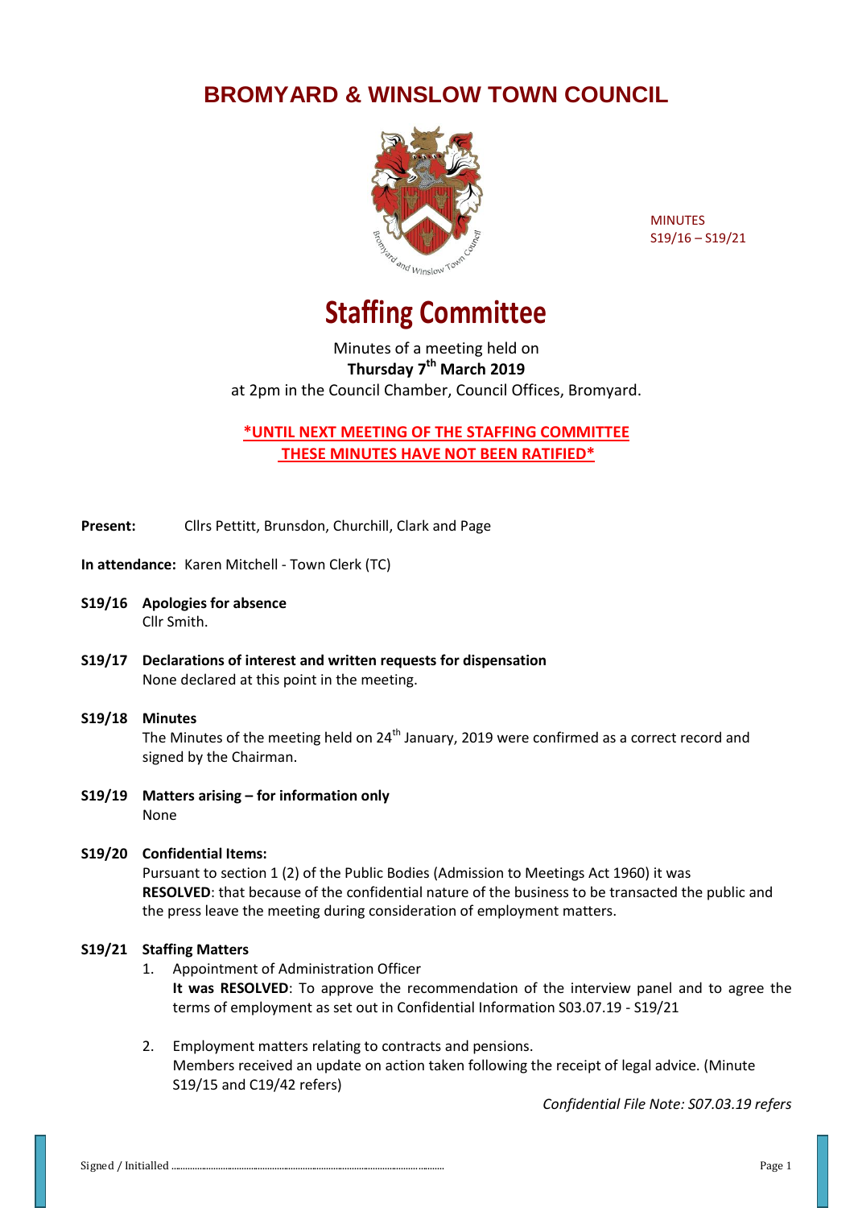# BROMYARD & WINSLOW TOWN COUNCIL

MINUTES
S19/16 – S19/21

# Staffing Committee

Minutes of a meeting held on
**Thursday 7th March 2019**
at 2pm in the Council Chamber, Council Offices, Bromyard.

**\*UNTIL NEXT MEETING OF THE STAFFING COMMITTEE THESE MINUTES HAVE NOT BEEN RATIFIED\***

**Present:** Cllrs Pettitt, Brunsdon, Churchill, Clark and Page

**In attendance:** Karen Mitchell - Town Clerk (TC)

**S19/16 Apologies for absence**
Cllr Smith.

**S19/17 Declarations of interest and written requests for dispensation**
None declared at this point in the meeting.

**S19/18 Minutes**
The Minutes of the meeting held on 24th January, 2019 were confirmed as a correct record and signed by the Chairman.

**S19/19 Matters arising – for information only**
None

**S19/20 Confidential Items:**
Pursuant to section 1 (2) of the Public Bodies (Admission to Meetings Act 1960) it was **RESOLVED**: that because of the confidential nature of the business to be transacted the public and the press leave the meeting during consideration of employment matters.

**S19/21 Staffing Matters**

1. Appointment of Administration Officer
   **It was RESOLVED**: To approve the recommendation of the interview panel and to agree the terms of employment as set out in Confidential Information S03.07.19 - S19/21

2. Employment matters relating to contracts and pensions.
   Members received an update on action taken following the receipt of legal advice. (Minute S19/15 and C19/42 refers)

*Confidential File Note: S07.03.19 refers*

Signed / Initialled ..............................................................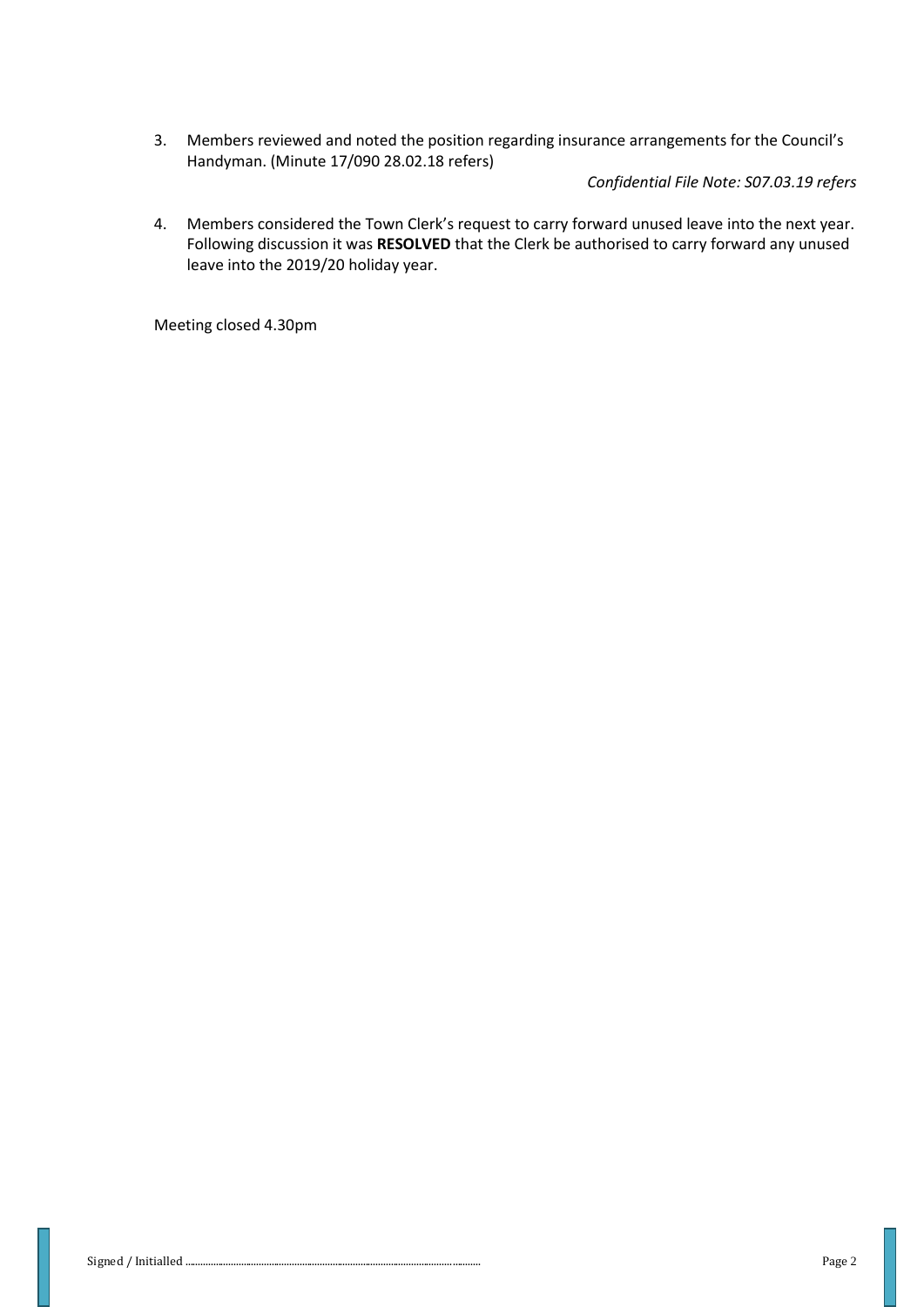3. Members reviewed and noted the position regarding insurance arrangements for the Council's Handyman. (Minute 17/090 28.02.18 refers)

   *Confidential File Note: S07.03.19 refers*

4. Members considered the Town Clerk's request to carry forward unused leave into the next year. Following discussion it was **RESOLVED** that the Clerk be authorised to carry forward any unused leave into the 2019/20 holiday year.

Meeting closed 4.30pm

Signed / Initialled ..........................................................................................................